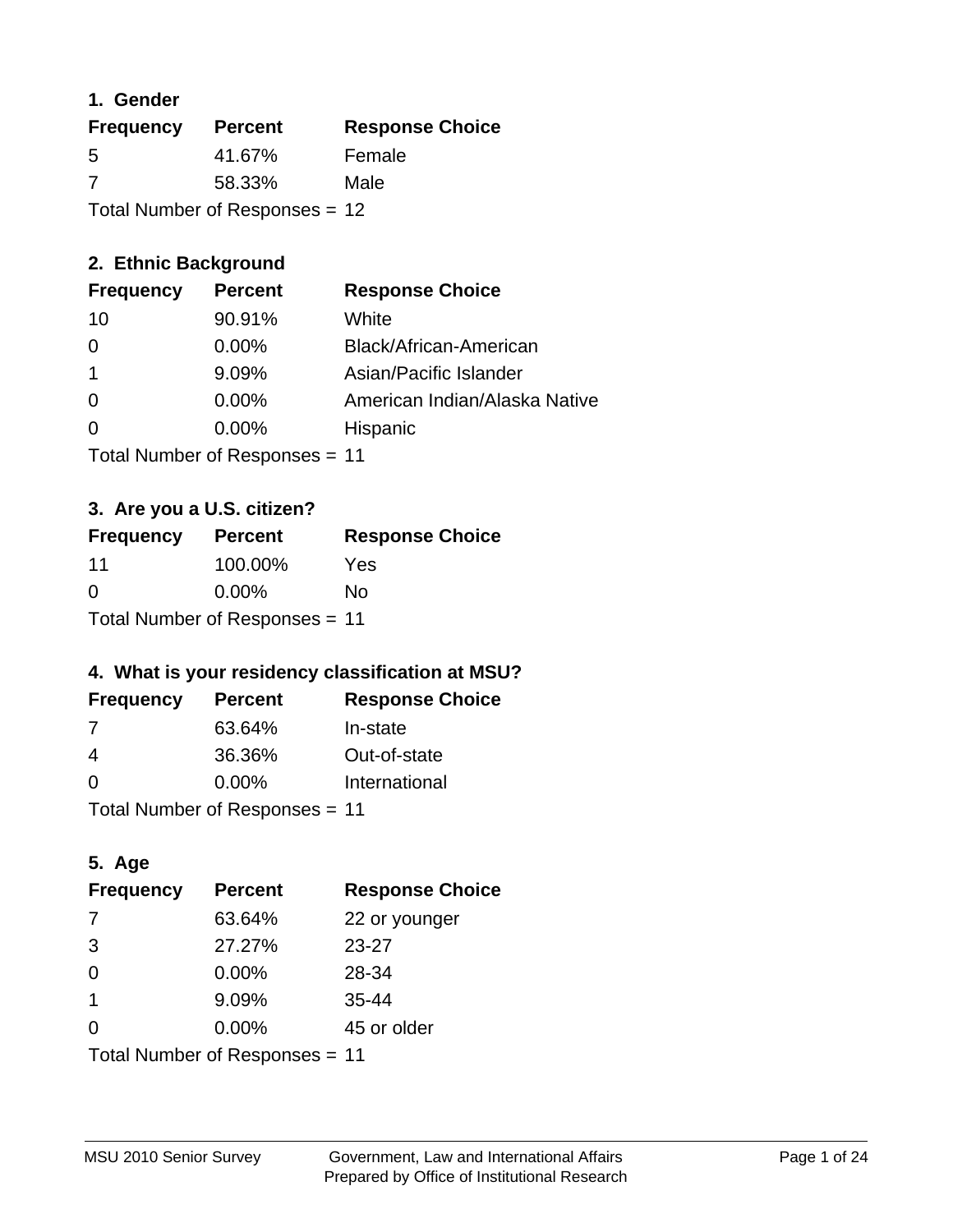### 1. Gender

| Frequency | Percent | Response Choice |
|---|---|---|
| 5 | 41.67% | Female |
| 7 | 58.33% | Male |

Total Number of Responses = 12

### 2. Ethnic Background

| Frequency | Percent | Response Choice |
|---|---|---|
| 10 | 90.91% | White |
| 0 | 0.00% | Black/African-American |
| 1 | 9.09% | Asian/Pacific Islander |
| 0 | 0.00% | American Indian/Alaska Native |
| 0 | 0.00% | Hispanic |

Total Number of Responses = 11

### 3. Are you a U.S. citizen?

| Frequency | Percent | Response Choice |
|---|---|---|
| 11 | 100.00% | Yes |
| 0 | 0.00% | No |

Total Number of Responses = 11

### 4. What is your residency classification at MSU?

| Frequency | Percent | Response Choice |
|---|---|---|
| 7 | 63.64% | In-state |
| 4 | 36.36% | Out-of-state |
| 0 | 0.00% | International |

Total Number of Responses = 11

### 5. Age

| Frequency | Percent | Response Choice |
|---|---|---|
| 7 | 63.64% | 22 or younger |
| 3 | 27.27% | 23-27 |
| 0 | 0.00% | 28-34 |
| 1 | 9.09% | 35-44 |
| 0 | 0.00% | 45 or older |

Total Number of Responses = 11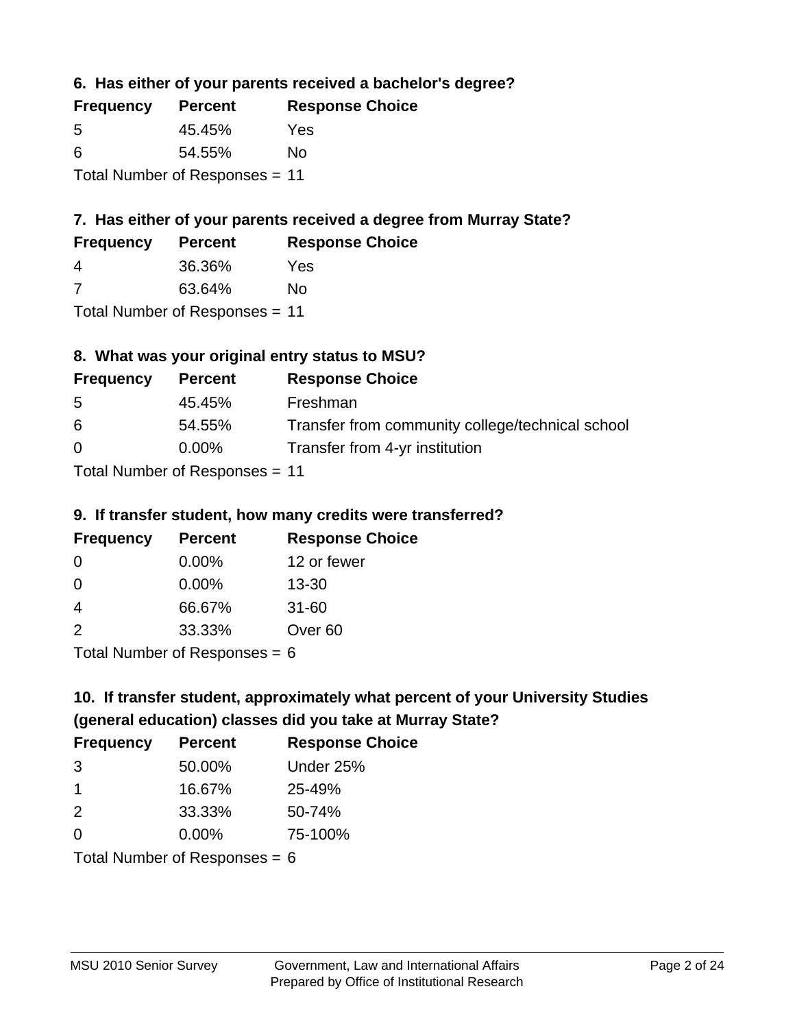### 6. Has either of your parents received a bachelor's degree?

| Frequency | Percent | Response Choice |
|---|---|---|
| 5 | 45.45% | Yes |
| 6 | 54.55% | No |

Total Number of Responses = 11

### 7. Has either of your parents received a degree from Murray State?

| Frequency | Percent | Response Choice |
|---|---|---|
| 4 | 36.36% | Yes |
| 7 | 63.64% | No |

Total Number of Responses = 11

### 8. What was your original entry status to MSU?

| Frequency | Percent | Response Choice |
|---|---|---|
| 5 | 45.45% | Freshman |
| 6 | 54.55% | Transfer from community college/technical school |
| 0 | 0.00% | Transfer from 4-yr institution |

Total Number of Responses = 11

### 9. If transfer student, how many credits were transferred?

| Frequency | Percent | Response Choice |
|---|---|---|
| 0 | 0.00% | 12 or fewer |
| 0 | 0.00% | 13-30 |
| 4 | 66.67% | 31-60 |
| 2 | 33.33% | Over 60 |

Total Number of Responses = 6

### 10. If transfer student, approximately what percent of your University Studies (general education) classes did you take at Murray State?

| Frequency | Percent | Response Choice |
|---|---|---|
| 3 | 50.00% | Under 25% |
| 1 | 16.67% | 25-49% |
| 2 | 33.33% | 50-74% |
| 0 | 0.00% | 75-100% |

Total Number of Responses = 6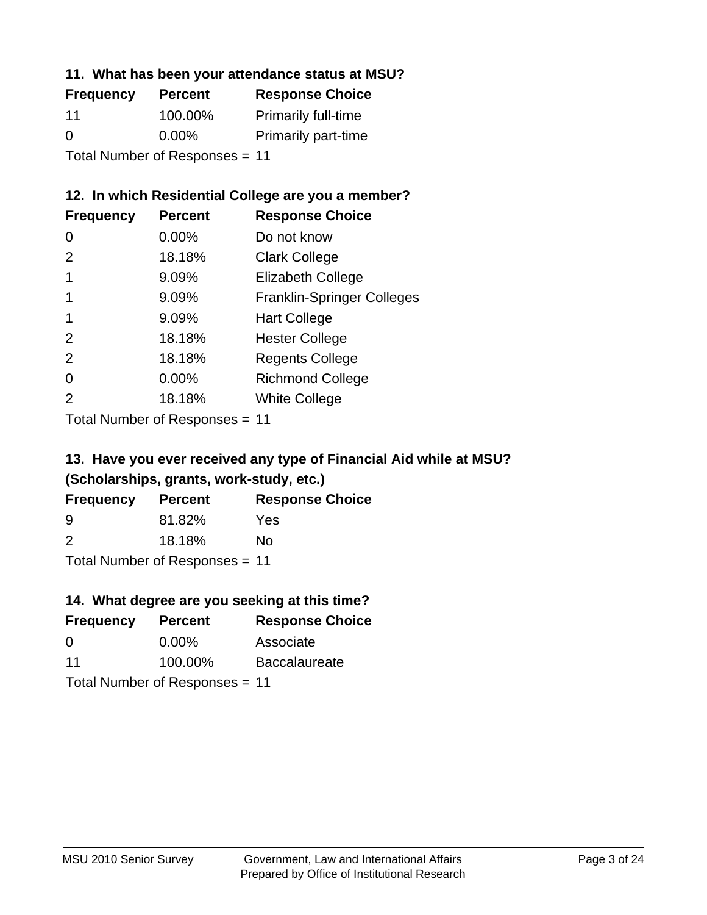### 11. What has been your attendance status at MSU?

| Frequency | Percent | Response Choice |
|---|---|---|
| 11 | 100.00% | Primarily full-time |
| 0 | 0.00% | Primarily part-time |

Total Number of Responses = 11

### 12. In which Residential College are you a member?

| Frequency | Percent | Response Choice |
|---|---|---|
| 0 | 0.00% | Do not know |
| 2 | 18.18% | Clark College |
| 1 | 9.09% | Elizabeth College |
| 1 | 9.09% | Franklin-Springer Colleges |
| 1 | 9.09% | Hart College |
| 2 | 18.18% | Hester College |
| 2 | 18.18% | Regents College |
| 0 | 0.00% | Richmond College |
| 2 | 18.18% | White College |

Total Number of Responses = 11

### 13. Have you ever received any type of Financial Aid while at MSU? (Scholarships, grants, work-study, etc.)

| Frequency | Percent | Response Choice |
|---|---|---|
| 9 | 81.82% | Yes |
| 2 | 18.18% | No |

Total Number of Responses = 11

### 14. What degree are you seeking at this time?

| Frequency | Percent | Response Choice |
|---|---|---|
| 0 | 0.00% | Associate |
| 11 | 100.00% | Baccalaureate |

Total Number of Responses = 11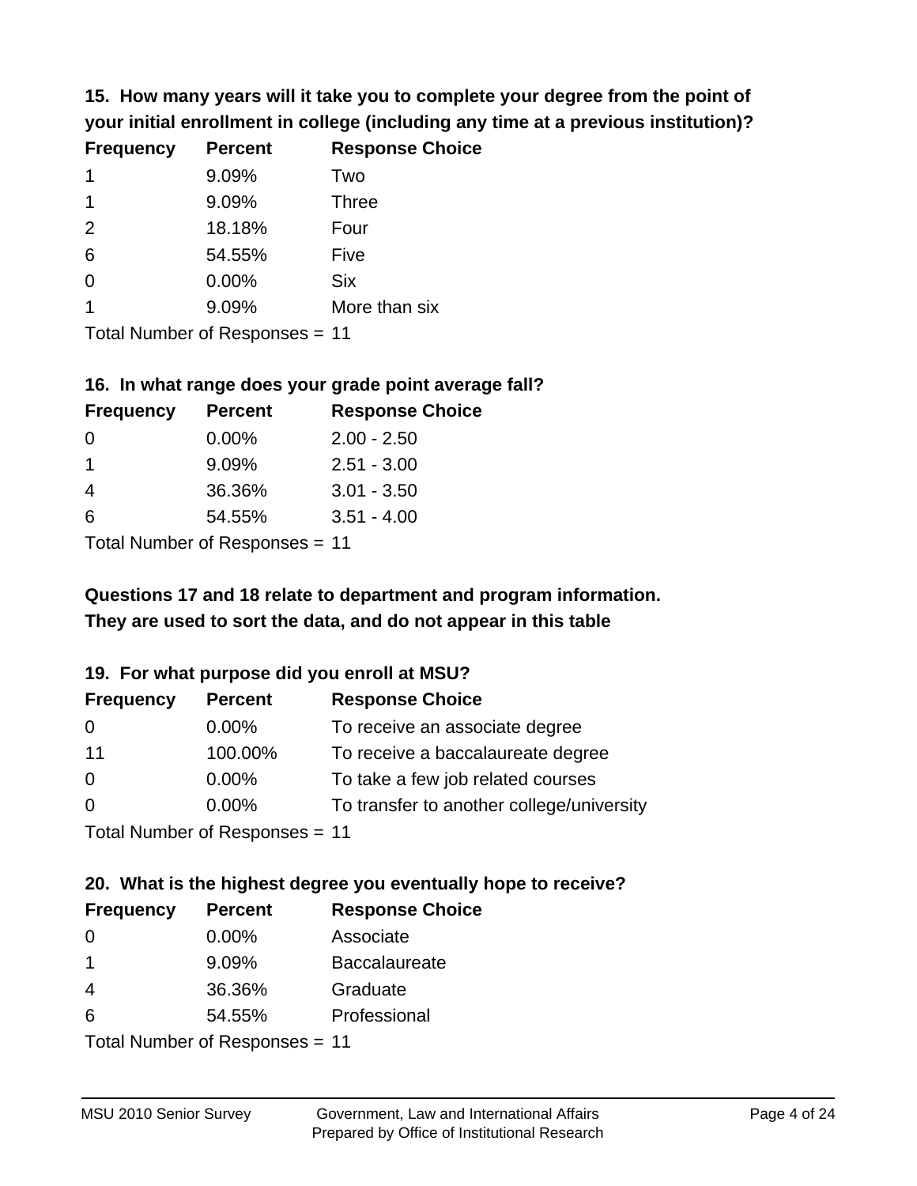### 15. How many years will it take you to complete your degree from the point of your initial enrollment in college (including any time at a previous institution)?

| Frequency | Percent | Response Choice |
|---|---|---|
| 1 | 9.09% | Two |
| 1 | 9.09% | Three |
| 2 | 18.18% | Four |
| 6 | 54.55% | Five |
| 0 | 0.00% | Six |
| 1 | 9.09% | More than six |

Total Number of Responses = 11

### 16. In what range does your grade point average fall?

| Frequency | Percent | Response Choice |
|---|---|---|
| 0 | 0.00% | 2.00 - 2.50 |
| 1 | 9.09% | 2.51 - 3.00 |
| 4 | 36.36% | 3.01 - 3.50 |
| 6 | 54.55% | 3.51 - 4.00 |

Total Number of Responses = 11

**Questions 17 and 18 relate to department and program information. They are used to sort the data, and do not appear in this table**

### 19. For what purpose did you enroll at MSU?

| Frequency | Percent | Response Choice |
|---|---|---|
| 0 | 0.00% | To receive an associate degree |
| 11 | 100.00% | To receive a baccalaureate degree |
| 0 | 0.00% | To take a few job related courses |
| 0 | 0.00% | To transfer to another college/university |

Total Number of Responses = 11

### 20. What is the highest degree you eventually hope to receive?

| Frequency | Percent | Response Choice |
|---|---|---|
| 0 | 0.00% | Associate |
| 1 | 9.09% | Baccalaureate |
| 4 | 36.36% | Graduate |
| 6 | 54.55% | Professional |

Total Number of Responses = 11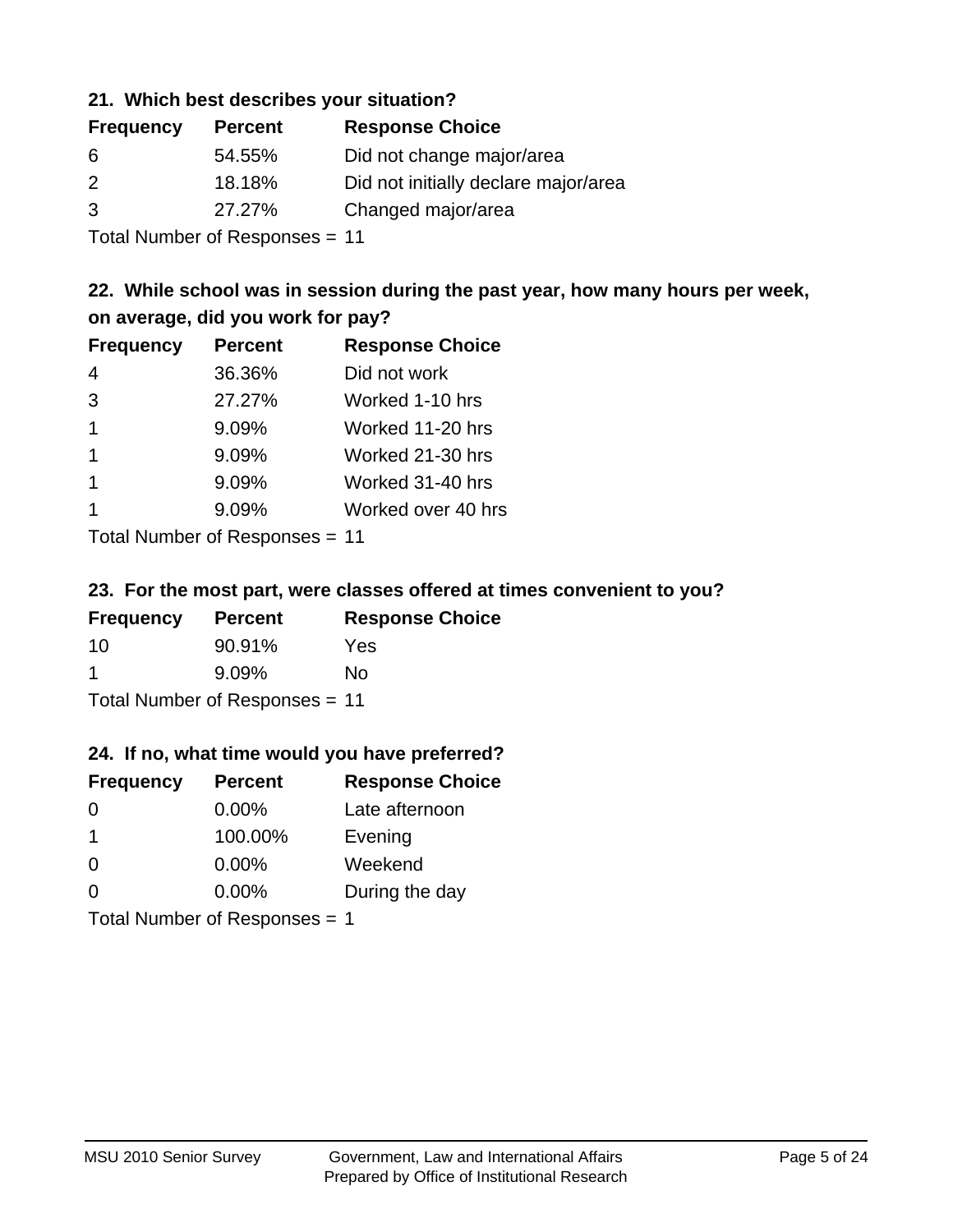### 21. Which best describes your situation?

| Frequency | Percent | Response Choice |
|---|---|---|
| 6 | 54.55% | Did not change major/area |
| 2 | 18.18% | Did not initially declare major/area |
| 3 | 27.27% | Changed major/area |

Total Number of Responses = 11

### 22. While school was in session during the past year, how many hours per week, on average, did you work for pay?

| Frequency | Percent | Response Choice |
|---|---|---|
| 4 | 36.36% | Did not work |
| 3 | 27.27% | Worked 1-10 hrs |
| 1 | 9.09% | Worked 11-20 hrs |
| 1 | 9.09% | Worked 21-30 hrs |
| 1 | 9.09% | Worked 31-40 hrs |
| 1 | 9.09% | Worked over 40 hrs |

Total Number of Responses = 11

### 23. For the most part, were classes offered at times convenient to you?

| Frequency | Percent | Response Choice |
|---|---|---|
| 10 | 90.91% | Yes |
| 1 | 9.09% | No |

Total Number of Responses = 11

### 24. If no, what time would you have preferred?

| Frequency | Percent | Response Choice |
|---|---|---|
| 0 | 0.00% | Late afternoon |
| 1 | 100.00% | Evening |
| 0 | 0.00% | Weekend |
| 0 | 0.00% | During the day |

Total Number of Responses = 1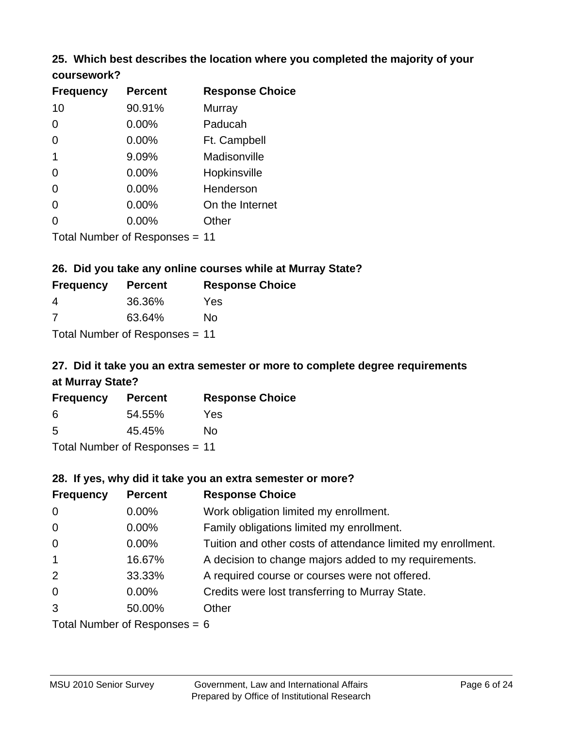### 25. Which best describes the location where you completed the majority of your coursework?

| Frequency | Percent | Response Choice |
|---|---|---|
| 10 | 90.91% | Murray |
| 0 | 0.00% | Paducah |
| 0 | 0.00% | Ft. Campbell |
| 1 | 9.09% | Madisonville |
| 0 | 0.00% | Hopkinsville |
| 0 | 0.00% | Henderson |
| 0 | 0.00% | On the Internet |
| 0 | 0.00% | Other |

Total Number of Responses = 11

### 26. Did you take any online courses while at Murray State?

| Frequency | Percent | Response Choice |
|---|---|---|
| 4 | 36.36% | Yes |
| 7 | 63.64% | No |

Total Number of Responses = 11

### 27. Did it take you an extra semester or more to complete degree requirements at Murray State?

| Frequency | Percent | Response Choice |
|---|---|---|
| 6 | 54.55% | Yes |
| 5 | 45.45% | No |

Total Number of Responses = 11

### 28. If yes, why did it take you an extra semester or more?

| Frequency | Percent | Response Choice |
|---|---|---|
| 0 | 0.00% | Work obligation limited my enrollment. |
| 0 | 0.00% | Family obligations limited my enrollment. |
| 0 | 0.00% | Tuition and other costs of attendance limited my enrollment. |
| 1 | 16.67% | A decision to change majors added to my requirements. |
| 2 | 33.33% | A required course or courses were not offered. |
| 0 | 0.00% | Credits were lost transferring to Murray State. |
| 3 | 50.00% | Other |

Total Number of Responses = 6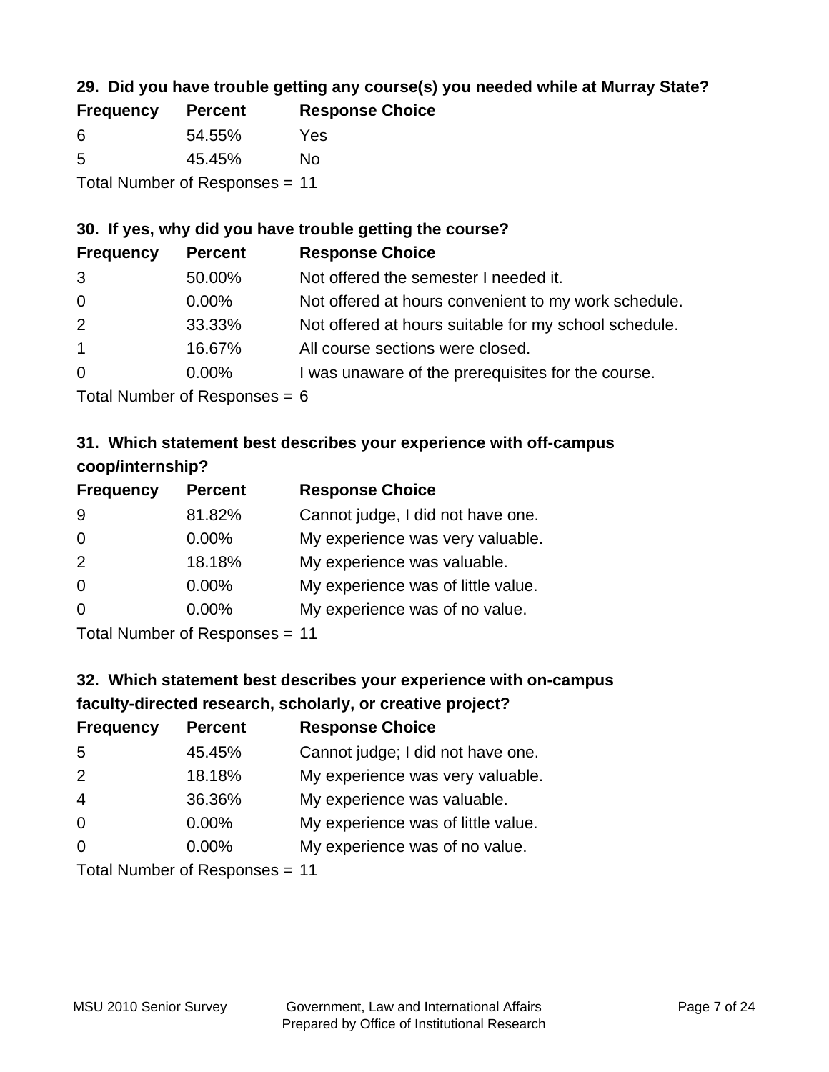### 29. Did you have trouble getting any course(s) you needed while at Murray State?

| Frequency | Percent | Response Choice |
|---|---|---|
| 6 | 54.55% | Yes |
| 5 | 45.45% | No |

Total Number of Responses = 11

### 30. If yes, why did you have trouble getting the course?

| Frequency | Percent | Response Choice |
|---|---|---|
| 3 | 50.00% | Not offered the semester I needed it. |
| 0 | 0.00% | Not offered at hours convenient to my work schedule. |
| 2 | 33.33% | Not offered at hours suitable for my school schedule. |
| 1 | 16.67% | All course sections were closed. |
| 0 | 0.00% | I was unaware of the prerequisites for the course. |

Total Number of Responses = 6

### 31. Which statement best describes your experience with off-campus coop/internship?

| Frequency | Percent | Response Choice |
|---|---|---|
| 9 | 81.82% | Cannot judge, I did not have one. |
| 0 | 0.00% | My experience was very valuable. |
| 2 | 18.18% | My experience was valuable. |
| 0 | 0.00% | My experience was of little value. |
| 0 | 0.00% | My experience was of no value. |

Total Number of Responses = 11

### 32. Which statement best describes your experience with on-campus faculty-directed research, scholarly, or creative project?

| Frequency | Percent | Response Choice |
|---|---|---|
| 5 | 45.45% | Cannot judge; I did not have one. |
| 2 | 18.18% | My experience was very valuable. |
| 4 | 36.36% | My experience was valuable. |
| 0 | 0.00% | My experience was of little value. |
| 0 | 0.00% | My experience was of no value. |

Total Number of Responses = 11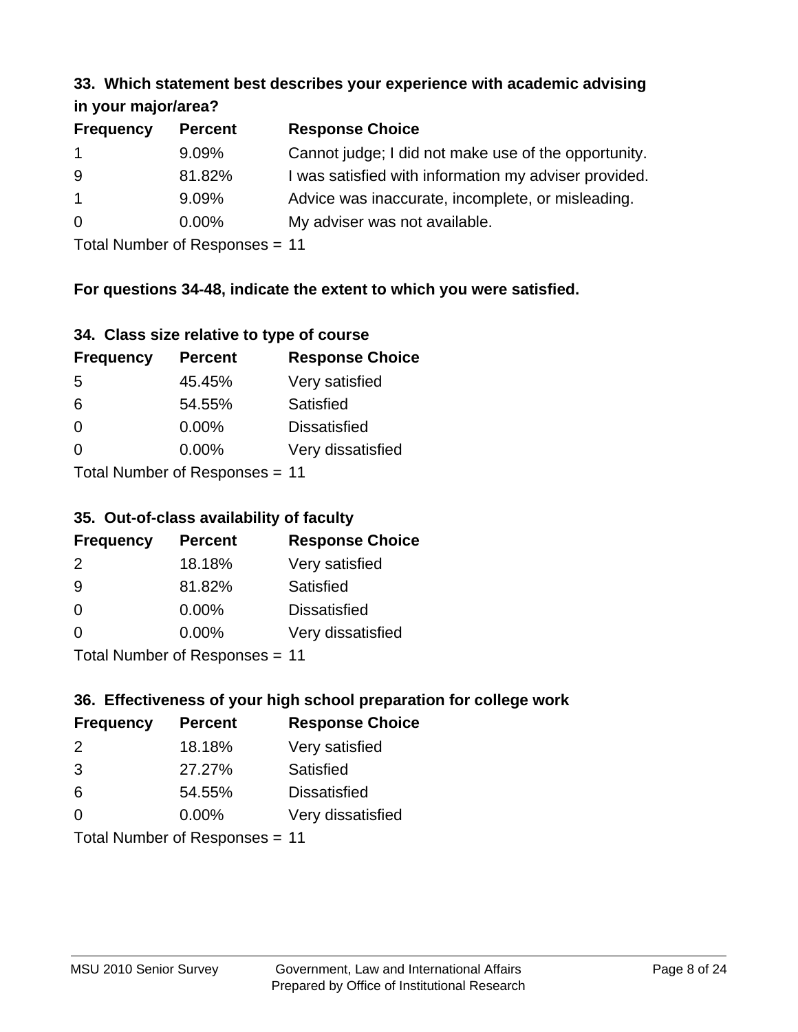### 33. Which statement best describes your experience with academic advising in your major/area?

| Frequency | Percent | Response Choice |
|---|---|---|
| 1 | 9.09% | Cannot judge; I did not make use of the opportunity. |
| 9 | 81.82% | I was satisfied with information my adviser provided. |
| 1 | 9.09% | Advice was inaccurate, incomplete, or misleading. |
| 0 | 0.00% | My adviser was not available. |

Total Number of Responses = 11

**For questions 34-48, indicate the extent to which you were satisfied.**

### 34. Class size relative to type of course

| Frequency | Percent | Response Choice |
|---|---|---|
| 5 | 45.45% | Very satisfied |
| 6 | 54.55% | Satisfied |
| 0 | 0.00% | Dissatisfied |
| 0 | 0.00% | Very dissatisfied |

Total Number of Responses = 11

### 35. Out-of-class availability of faculty

| Frequency | Percent | Response Choice |
|---|---|---|
| 2 | 18.18% | Very satisfied |
| 9 | 81.82% | Satisfied |
| 0 | 0.00% | Dissatisfied |
| 0 | 0.00% | Very dissatisfied |

Total Number of Responses = 11

### 36. Effectiveness of your high school preparation for college work

| Frequency | Percent | Response Choice |
|---|---|---|
| 2 | 18.18% | Very satisfied |
| 3 | 27.27% | Satisfied |
| 6 | 54.55% | Dissatisfied |
| 0 | 0.00% | Very dissatisfied |

Total Number of Responses = 11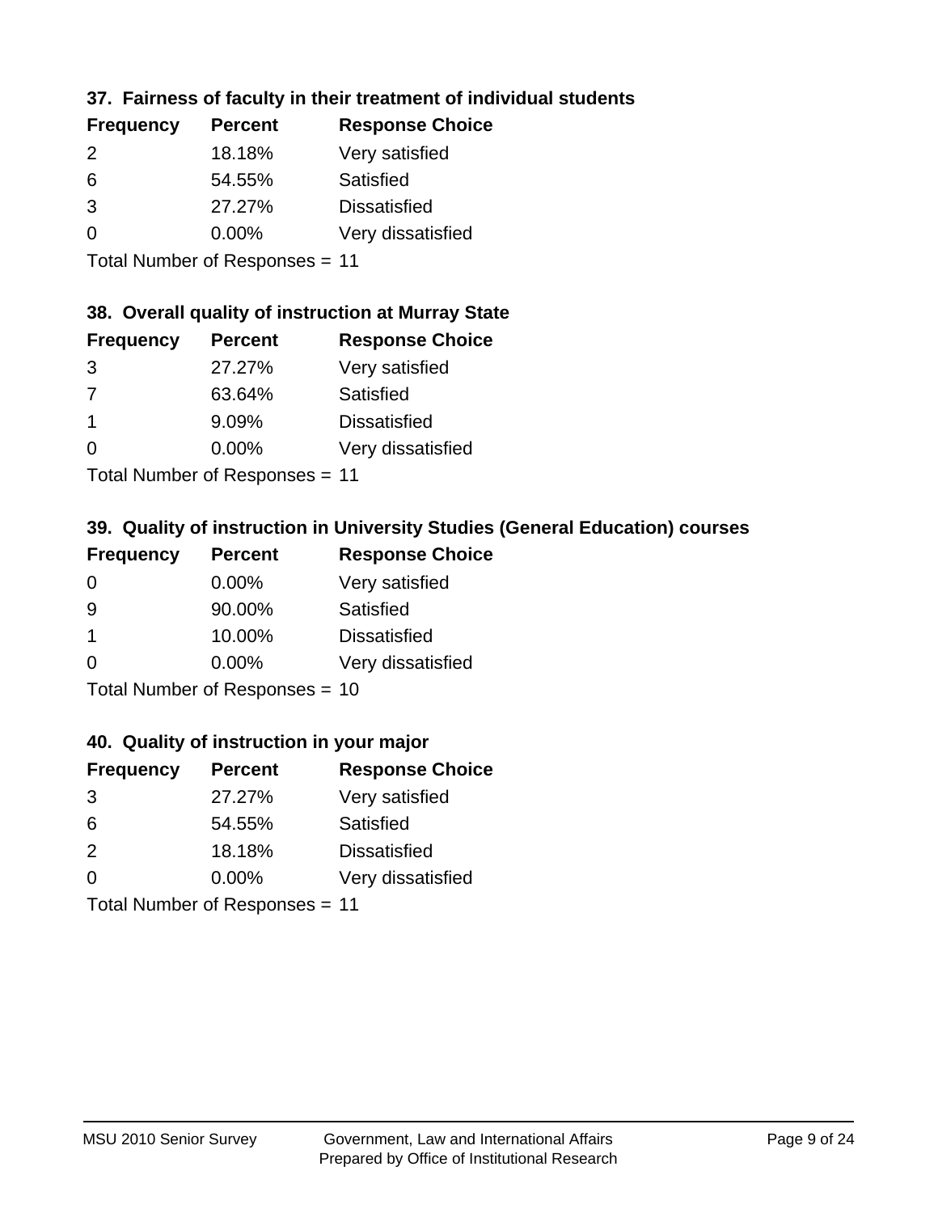### 37. Fairness of faculty in their treatment of individual students

| Frequency | Percent | Response Choice |
|---|---|---|
| 2 | 18.18% | Very satisfied |
| 6 | 54.55% | Satisfied |
| 3 | 27.27% | Dissatisfied |
| 0 | 0.00% | Very dissatisfied |

Total Number of Responses = 11

### 38. Overall quality of instruction at Murray State

| Frequency | Percent | Response Choice |
|---|---|---|
| 3 | 27.27% | Very satisfied |
| 7 | 63.64% | Satisfied |
| 1 | 9.09% | Dissatisfied |
| 0 | 0.00% | Very dissatisfied |

Total Number of Responses = 11

### 39. Quality of instruction in University Studies (General Education) courses

| Frequency | Percent | Response Choice |
|---|---|---|
| 0 | 0.00% | Very satisfied |
| 9 | 90.00% | Satisfied |
| 1 | 10.00% | Dissatisfied |
| 0 | 0.00% | Very dissatisfied |

Total Number of Responses = 10

### 40. Quality of instruction in your major

| Frequency | Percent | Response Choice |
|---|---|---|
| 3 | 27.27% | Very satisfied |
| 6 | 54.55% | Satisfied |
| 2 | 18.18% | Dissatisfied |
| 0 | 0.00% | Very dissatisfied |

Total Number of Responses = 11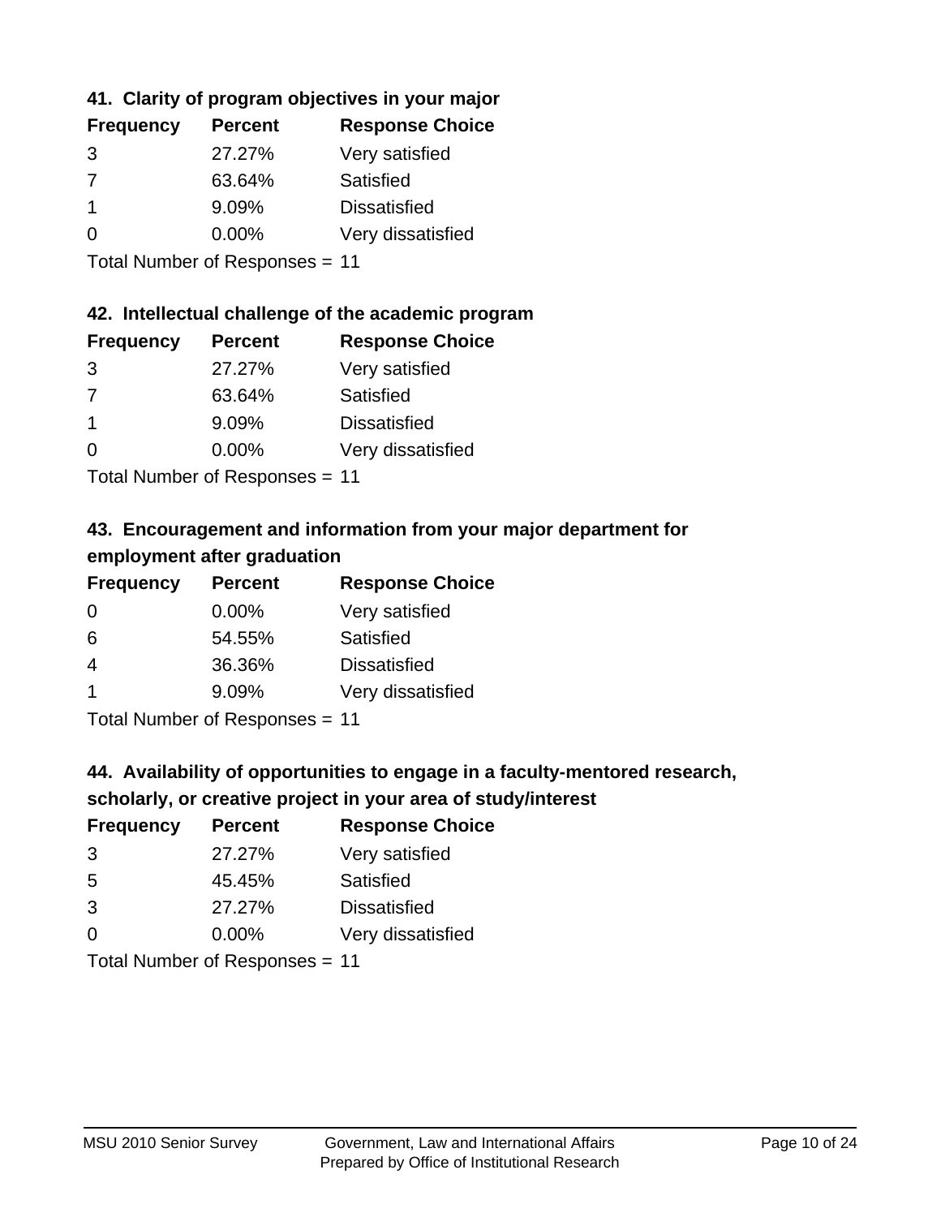### 41. Clarity of program objectives in your major

| Frequency | Percent | Response Choice |
| --- | --- | --- |
| 3 | 27.27% | Very satisfied |
| 7 | 63.64% | Satisfied |
| 1 | 9.09% | Dissatisfied |
| 0 | 0.00% | Very dissatisfied |

Total Number of Responses = 11

### 42. Intellectual challenge of the academic program

| Frequency | Percent | Response Choice |
| --- | --- | --- |
| 3 | 27.27% | Very satisfied |
| 7 | 63.64% | Satisfied |
| 1 | 9.09% | Dissatisfied |
| 0 | 0.00% | Very dissatisfied |

Total Number of Responses = 11

### 43. Encouragement and information from your major department for employment after graduation

| Frequency | Percent | Response Choice |
| --- | --- | --- |
| 0 | 0.00% | Very satisfied |
| 6 | 54.55% | Satisfied |
| 4 | 36.36% | Dissatisfied |
| 1 | 9.09% | Very dissatisfied |

Total Number of Responses = 11

### 44. Availability of opportunities to engage in a faculty-mentored research, scholarly, or creative project in your area of study/interest

| Frequency | Percent | Response Choice |
| --- | --- | --- |
| 3 | 27.27% | Very satisfied |
| 5 | 45.45% | Satisfied |
| 3 | 27.27% | Dissatisfied |
| 0 | 0.00% | Very dissatisfied |

Total Number of Responses = 11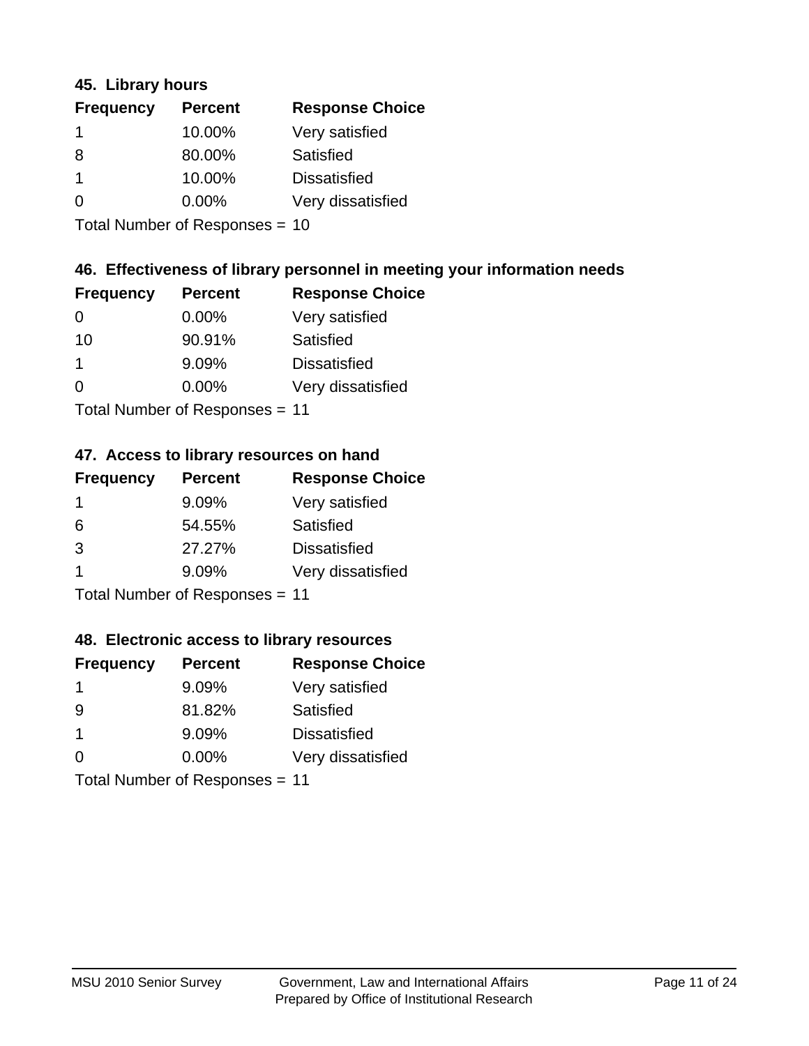### 45. Library hours

| Frequency | Percent | Response Choice |
|---|---|---|
| 1 | 10.00% | Very satisfied |
| 8 | 80.00% | Satisfied |
| 1 | 10.00% | Dissatisfied |
| 0 | 0.00% | Very dissatisfied |

Total Number of Responses = 10

### 46. Effectiveness of library personnel in meeting your information needs

| Frequency | Percent | Response Choice |
|---|---|---|
| 0 | 0.00% | Very satisfied |
| 10 | 90.91% | Satisfied |
| 1 | 9.09% | Dissatisfied |
| 0 | 0.00% | Very dissatisfied |

Total Number of Responses = 11

### 47. Access to library resources on hand

| Frequency | Percent | Response Choice |
|---|---|---|
| 1 | 9.09% | Very satisfied |
| 6 | 54.55% | Satisfied |
| 3 | 27.27% | Dissatisfied |
| 1 | 9.09% | Very dissatisfied |

Total Number of Responses = 11

### 48. Electronic access to library resources

| Frequency | Percent | Response Choice |
|---|---|---|
| 1 | 9.09% | Very satisfied |
| 9 | 81.82% | Satisfied |
| 1 | 9.09% | Dissatisfied |
| 0 | 0.00% | Very dissatisfied |

Total Number of Responses = 11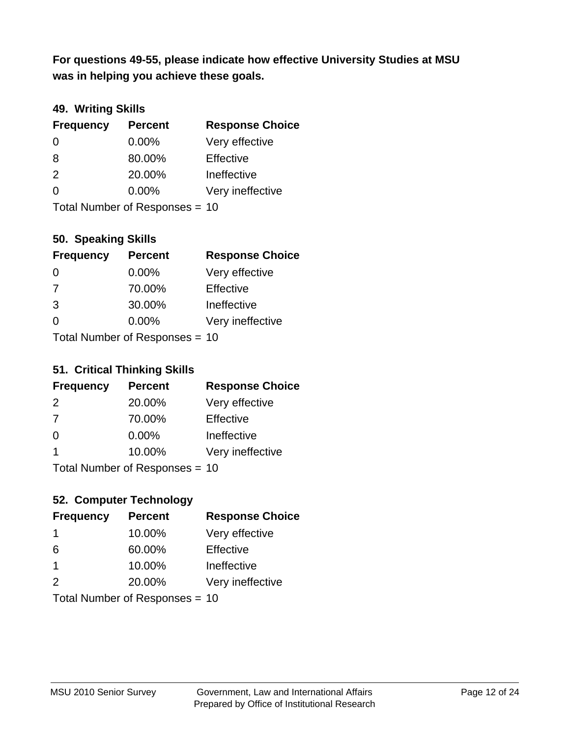**For questions 49-55, please indicate how effective University Studies at MSU was in helping you achieve these goals.**

### 49. Writing Skills

| Frequency | Percent | Response Choice |
|---|---|---|
| 0 | 0.00% | Very effective |
| 8 | 80.00% | Effective |
| 2 | 20.00% | Ineffective |
| 0 | 0.00% | Very ineffective |

Total Number of Responses = 10

### 50. Speaking Skills

| Frequency | Percent | Response Choice |
|---|---|---|
| 0 | 0.00% | Very effective |
| 7 | 70.00% | Effective |
| 3 | 30.00% | Ineffective |
| 0 | 0.00% | Very ineffective |

Total Number of Responses = 10

### 51. Critical Thinking Skills

| Frequency | Percent | Response Choice |
|---|---|---|
| 2 | 20.00% | Very effective |
| 7 | 70.00% | Effective |
| 0 | 0.00% | Ineffective |
| 1 | 10.00% | Very ineffective |

Total Number of Responses = 10

### 52. Computer Technology

| Frequency | Percent | Response Choice |
|---|---|---|
| 1 | 10.00% | Very effective |
| 6 | 60.00% | Effective |
| 1 | 10.00% | Ineffective |
| 2 | 20.00% | Very ineffective |

Total Number of Responses = 10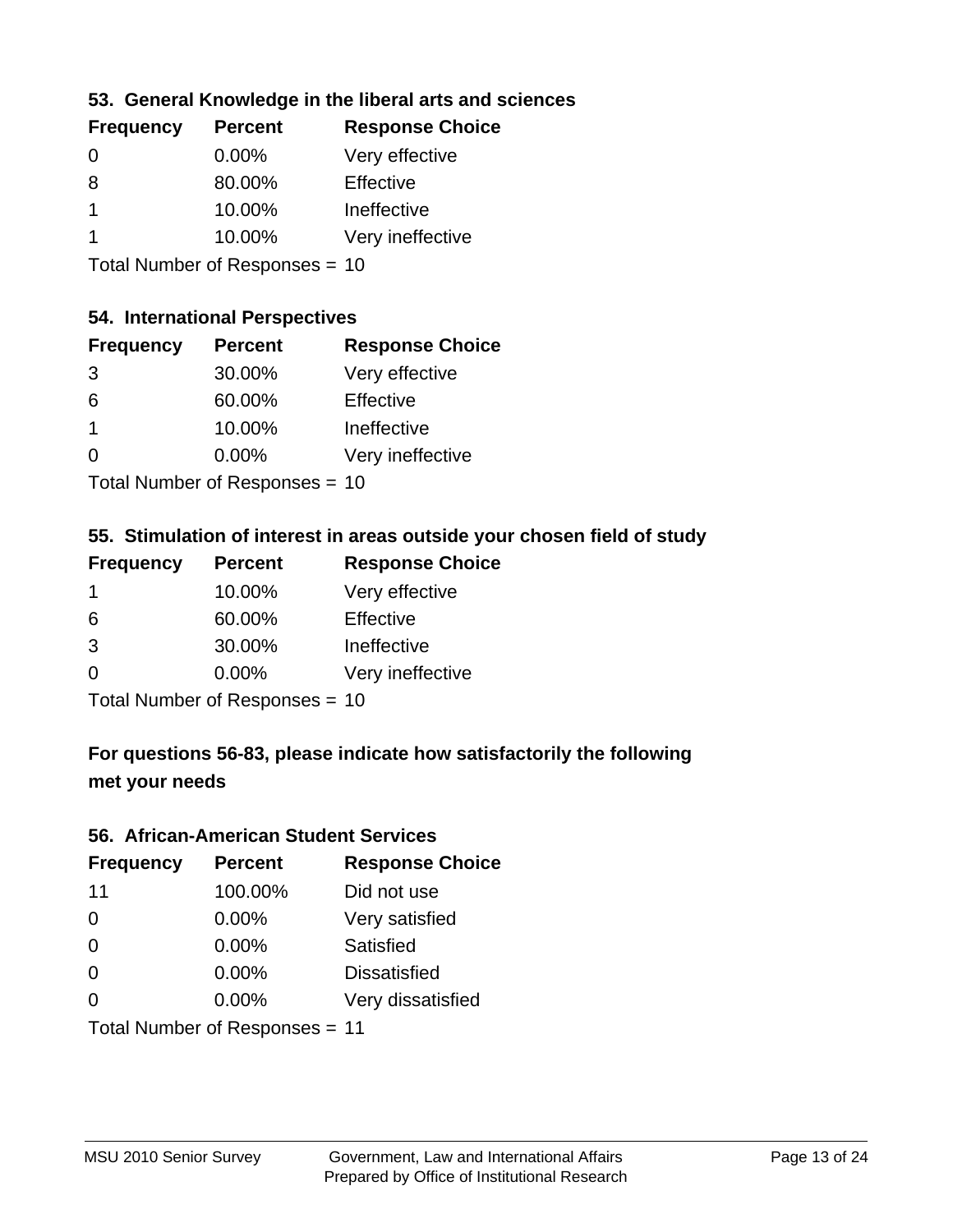### 53. General Knowledge in the liberal arts and sciences

| Frequency | Percent | Response Choice |
|---|---|---|
| 0 | 0.00% | Very effective |
| 8 | 80.00% | Effective |
| 1 | 10.00% | Ineffective |
| 1 | 10.00% | Very ineffective |

Total Number of Responses = 10

### 54. International Perspectives

| Frequency | Percent | Response Choice |
|---|---|---|
| 3 | 30.00% | Very effective |
| 6 | 60.00% | Effective |
| 1 | 10.00% | Ineffective |
| 0 | 0.00% | Very ineffective |

Total Number of Responses = 10

### 55. Stimulation of interest in areas outside your chosen field of study

| Frequency | Percent | Response Choice |
|---|---|---|
| 1 | 10.00% | Very effective |
| 6 | 60.00% | Effective |
| 3 | 30.00% | Ineffective |
| 0 | 0.00% | Very ineffective |

Total Number of Responses = 10

## For questions 56-83, please indicate how satisfactorily the following met your needs

### 56. African-American Student Services

| Frequency | Percent | Response Choice |
|---|---|---|
| 11 | 100.00% | Did not use |
| 0 | 0.00% | Very satisfied |
| 0 | 0.00% | Satisfied |
| 0 | 0.00% | Dissatisfied |
| 0 | 0.00% | Very dissatisfied |

Total Number of Responses = 11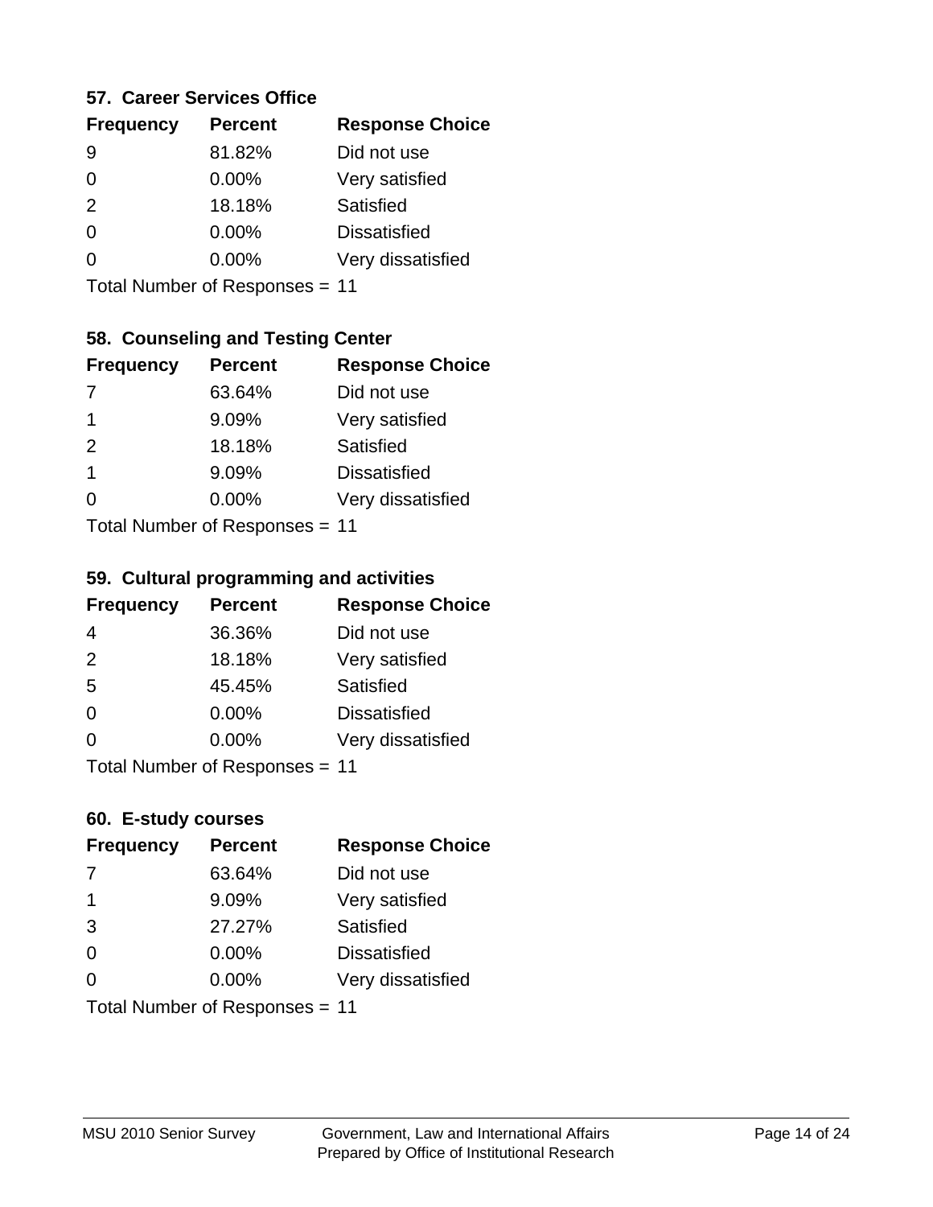### 57. Career Services Office

| Frequency | Percent | Response Choice |
| --- | --- | --- |
| 9 | 81.82% | Did not use |
| 0 | 0.00% | Very satisfied |
| 2 | 18.18% | Satisfied |
| 0 | 0.00% | Dissatisfied |
| 0 | 0.00% | Very dissatisfied |

Total Number of Responses = 11

### 58. Counseling and Testing Center

| Frequency | Percent | Response Choice |
| --- | --- | --- |
| 7 | 63.64% | Did not use |
| 1 | 9.09% | Very satisfied |
| 2 | 18.18% | Satisfied |
| 1 | 9.09% | Dissatisfied |
| 0 | 0.00% | Very dissatisfied |

Total Number of Responses = 11

### 59. Cultural programming and activities

| Frequency | Percent | Response Choice |
| --- | --- | --- |
| 4 | 36.36% | Did not use |
| 2 | 18.18% | Very satisfied |
| 5 | 45.45% | Satisfied |
| 0 | 0.00% | Dissatisfied |
| 0 | 0.00% | Very dissatisfied |

Total Number of Responses = 11

### 60. E-study courses

| Frequency | Percent | Response Choice |
| --- | --- | --- |
| 7 | 63.64% | Did not use |
| 1 | 9.09% | Very satisfied |
| 3 | 27.27% | Satisfied |
| 0 | 0.00% | Dissatisfied |
| 0 | 0.00% | Very dissatisfied |

Total Number of Responses = 11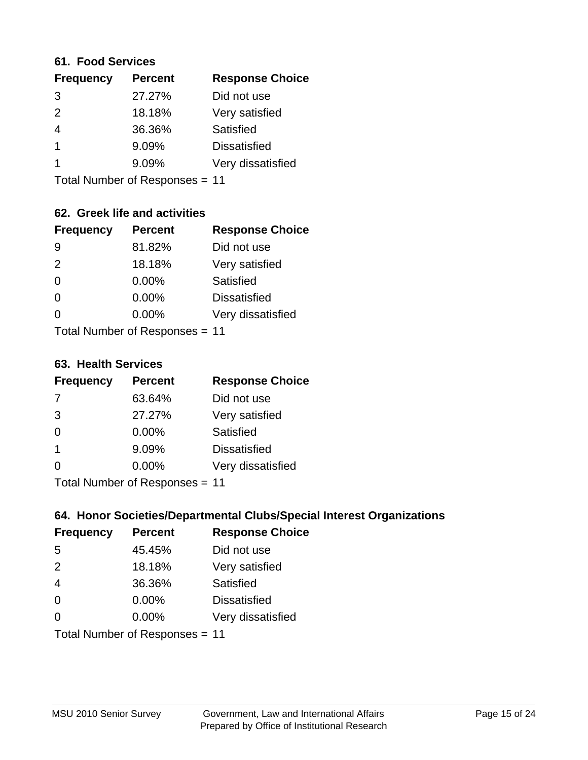### 61. Food Services

| Frequency | Percent | Response Choice |
|---|---|---|
| 3 | 27.27% | Did not use |
| 2 | 18.18% | Very satisfied |
| 4 | 36.36% | Satisfied |
| 1 | 9.09% | Dissatisfied |
| 1 | 9.09% | Very dissatisfied |

Total Number of Responses = 11

### 62. Greek life and activities

| Frequency | Percent | Response Choice |
|---|---|---|
| 9 | 81.82% | Did not use |
| 2 | 18.18% | Very satisfied |
| 0 | 0.00% | Satisfied |
| 0 | 0.00% | Dissatisfied |
| 0 | 0.00% | Very dissatisfied |

Total Number of Responses = 11

### 63. Health Services

| Frequency | Percent | Response Choice |
|---|---|---|
| 7 | 63.64% | Did not use |
| 3 | 27.27% | Very satisfied |
| 0 | 0.00% | Satisfied |
| 1 | 9.09% | Dissatisfied |
| 0 | 0.00% | Very dissatisfied |

Total Number of Responses = 11

### 64. Honor Societies/Departmental Clubs/Special Interest Organizations

| Frequency | Percent | Response Choice |
|---|---|---|
| 5 | 45.45% | Did not use |
| 2 | 18.18% | Very satisfied |
| 4 | 36.36% | Satisfied |
| 0 | 0.00% | Dissatisfied |
| 0 | 0.00% | Very dissatisfied |

Total Number of Responses = 11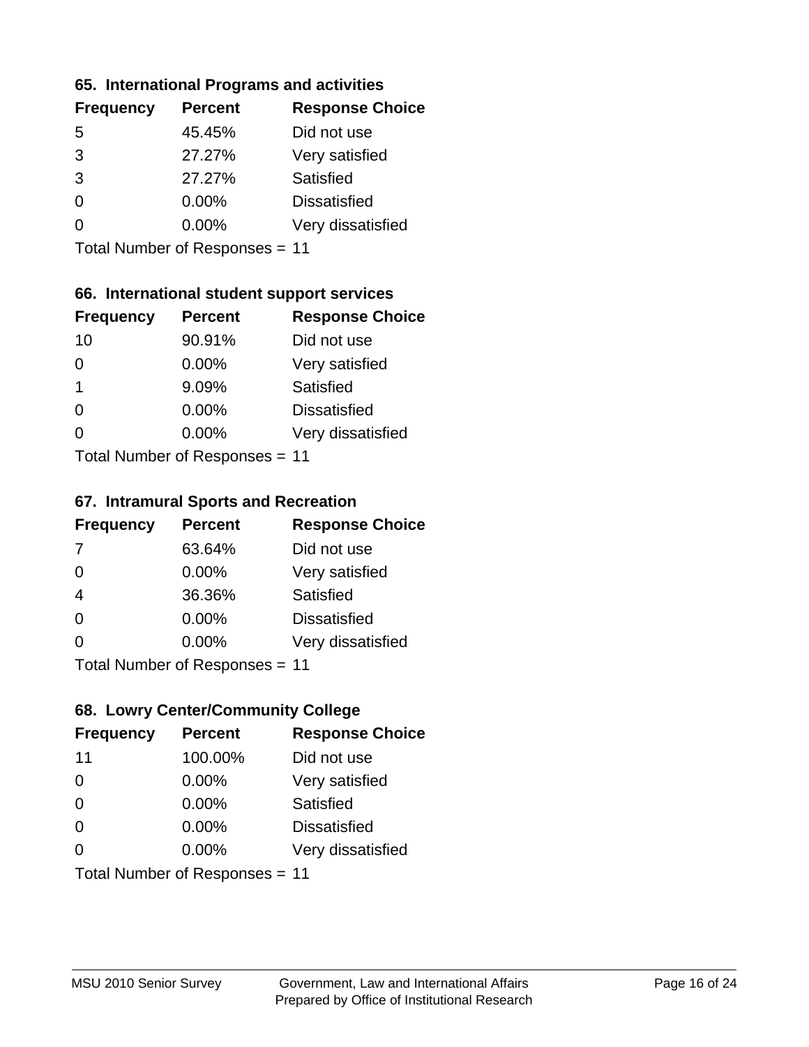### 65. International Programs and activities

| Frequency | Percent | Response Choice |
|---|---|---|
| 5 | 45.45% | Did not use |
| 3 | 27.27% | Very satisfied |
| 3 | 27.27% | Satisfied |
| 0 | 0.00% | Dissatisfied |
| 0 | 0.00% | Very dissatisfied |

Total Number of Responses = 11

### 66. International student support services

| Frequency | Percent | Response Choice |
|---|---|---|
| 10 | 90.91% | Did not use |
| 0 | 0.00% | Very satisfied |
| 1 | 9.09% | Satisfied |
| 0 | 0.00% | Dissatisfied |
| 0 | 0.00% | Very dissatisfied |

Total Number of Responses = 11

### 67. Intramural Sports and Recreation

| Frequency | Percent | Response Choice |
|---|---|---|
| 7 | 63.64% | Did not use |
| 0 | 0.00% | Very satisfied |
| 4 | 36.36% | Satisfied |
| 0 | 0.00% | Dissatisfied |
| 0 | 0.00% | Very dissatisfied |

Total Number of Responses = 11

### 68. Lowry Center/Community College

| Frequency | Percent | Response Choice |
|---|---|---|
| 11 | 100.00% | Did not use |
| 0 | 0.00% | Very satisfied |
| 0 | 0.00% | Satisfied |
| 0 | 0.00% | Dissatisfied |
| 0 | 0.00% | Very dissatisfied |

Total Number of Responses = 11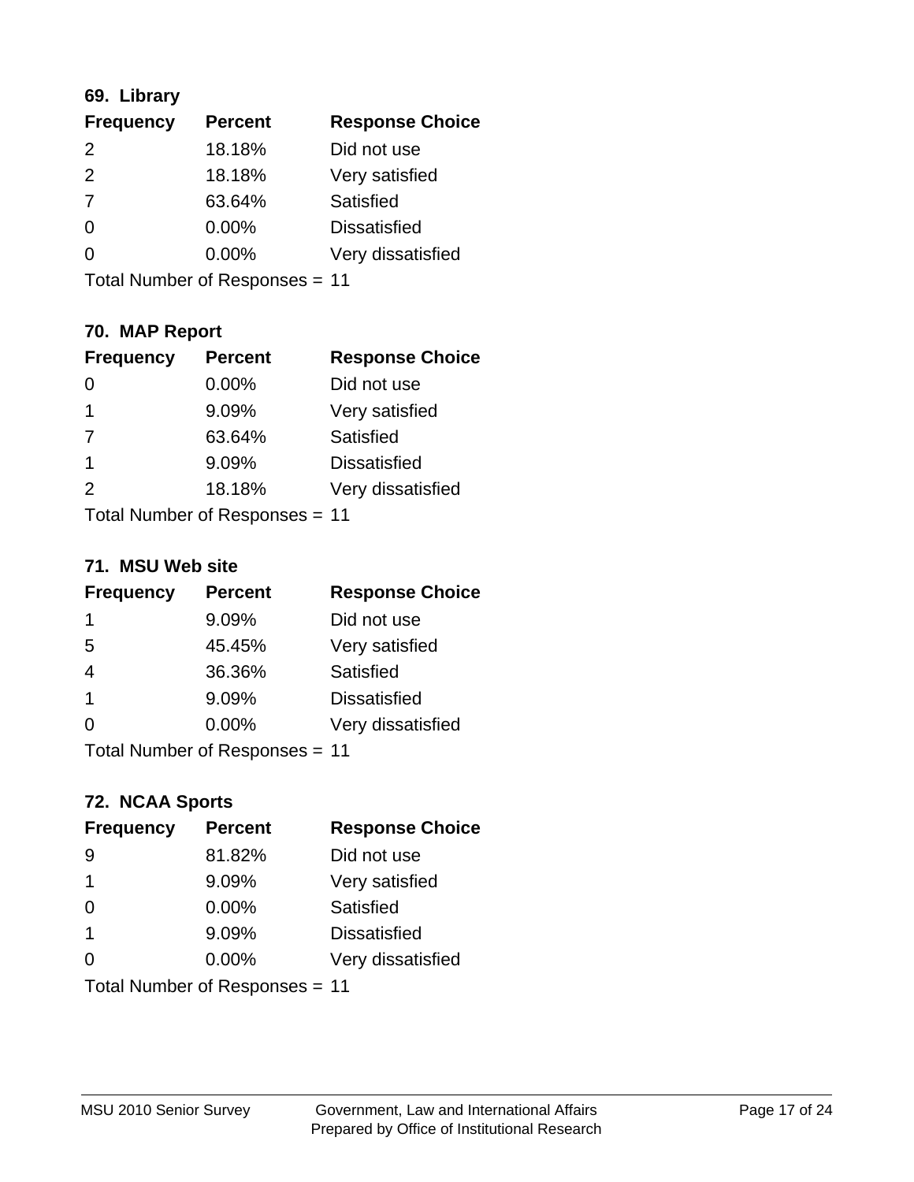### 69. Library

| Frequency | Percent | Response Choice |
|---|---|---|
| 2 | 18.18% | Did not use |
| 2 | 18.18% | Very satisfied |
| 7 | 63.64% | Satisfied |
| 0 | 0.00% | Dissatisfied |
| 0 | 0.00% | Very dissatisfied |

Total Number of Responses = 11

### 70. MAP Report

| Frequency | Percent | Response Choice |
|---|---|---|
| 0 | 0.00% | Did not use |
| 1 | 9.09% | Very satisfied |
| 7 | 63.64% | Satisfied |
| 1 | 9.09% | Dissatisfied |
| 2 | 18.18% | Very dissatisfied |

Total Number of Responses = 11

### 71. MSU Web site

| Frequency | Percent | Response Choice |
|---|---|---|
| 1 | 9.09% | Did not use |
| 5 | 45.45% | Very satisfied |
| 4 | 36.36% | Satisfied |
| 1 | 9.09% | Dissatisfied |
| 0 | 0.00% | Very dissatisfied |

Total Number of Responses = 11

### 72. NCAA Sports

| Frequency | Percent | Response Choice |
|---|---|---|
| 9 | 81.82% | Did not use |
| 1 | 9.09% | Very satisfied |
| 0 | 0.00% | Satisfied |
| 1 | 9.09% | Dissatisfied |
| 0 | 0.00% | Very dissatisfied |

Total Number of Responses = 11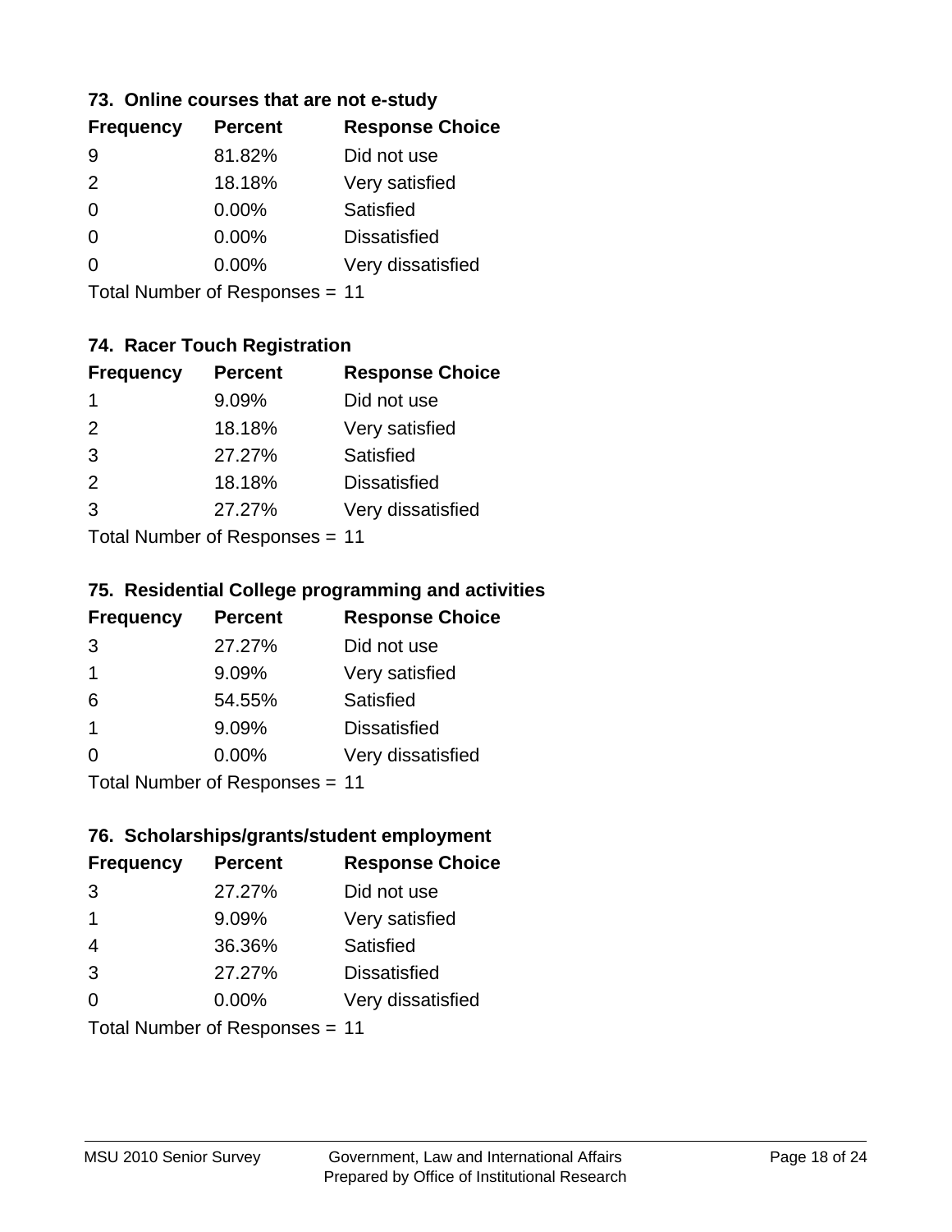### 73. Online courses that are not e-study

| Frequency | Percent | Response Choice |
|---|---|---|
| 9 | 81.82% | Did not use |
| 2 | 18.18% | Very satisfied |
| 0 | 0.00% | Satisfied |
| 0 | 0.00% | Dissatisfied |
| 0 | 0.00% | Very dissatisfied |

Total Number of Responses = 11

### 74. Racer Touch Registration

| Frequency | Percent | Response Choice |
|---|---|---|
| 1 | 9.09% | Did not use |
| 2 | 18.18% | Very satisfied |
| 3 | 27.27% | Satisfied |
| 2 | 18.18% | Dissatisfied |
| 3 | 27.27% | Very dissatisfied |

Total Number of Responses = 11

### 75. Residential College programming and activities

| Frequency | Percent | Response Choice |
|---|---|---|
| 3 | 27.27% | Did not use |
| 1 | 9.09% | Very satisfied |
| 6 | 54.55% | Satisfied |
| 1 | 9.09% | Dissatisfied |
| 0 | 0.00% | Very dissatisfied |

Total Number of Responses = 11

### 76. Scholarships/grants/student employment

| Frequency | Percent | Response Choice |
|---|---|---|
| 3 | 27.27% | Did not use |
| 1 | 9.09% | Very satisfied |
| 4 | 36.36% | Satisfied |
| 3 | 27.27% | Dissatisfied |
| 0 | 0.00% | Very dissatisfied |

Total Number of Responses = 11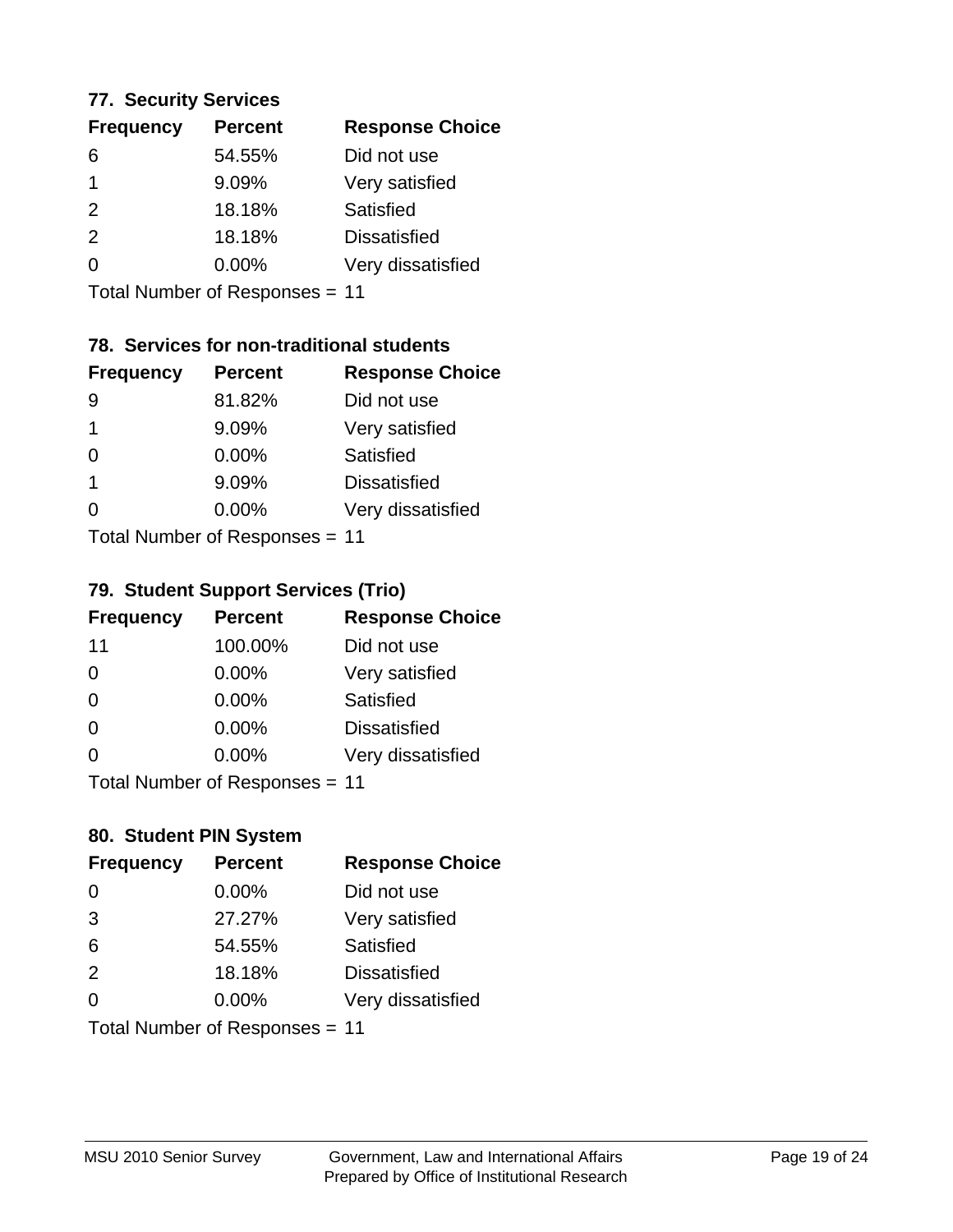### 77. Security Services

| Frequency | Percent | Response Choice |
|---|---|---|
| 6 | 54.55% | Did not use |
| 1 | 9.09% | Very satisfied |
| 2 | 18.18% | Satisfied |
| 2 | 18.18% | Dissatisfied |
| 0 | 0.00% | Very dissatisfied |

Total Number of Responses = 11

### 78. Services for non-traditional students

| Frequency | Percent | Response Choice |
|---|---|---|
| 9 | 81.82% | Did not use |
| 1 | 9.09% | Very satisfied |
| 0 | 0.00% | Satisfied |
| 1 | 9.09% | Dissatisfied |
| 0 | 0.00% | Very dissatisfied |

Total Number of Responses = 11

### 79. Student Support Services (Trio)

| Frequency | Percent | Response Choice |
|---|---|---|
| 11 | 100.00% | Did not use |
| 0 | 0.00% | Very satisfied |
| 0 | 0.00% | Satisfied |
| 0 | 0.00% | Dissatisfied |
| 0 | 0.00% | Very dissatisfied |

Total Number of Responses = 11

### 80. Student PIN System

| Frequency | Percent | Response Choice |
|---|---|---|
| 0 | 0.00% | Did not use |
| 3 | 27.27% | Very satisfied |
| 6 | 54.55% | Satisfied |
| 2 | 18.18% | Dissatisfied |
| 0 | 0.00% | Very dissatisfied |

Total Number of Responses = 11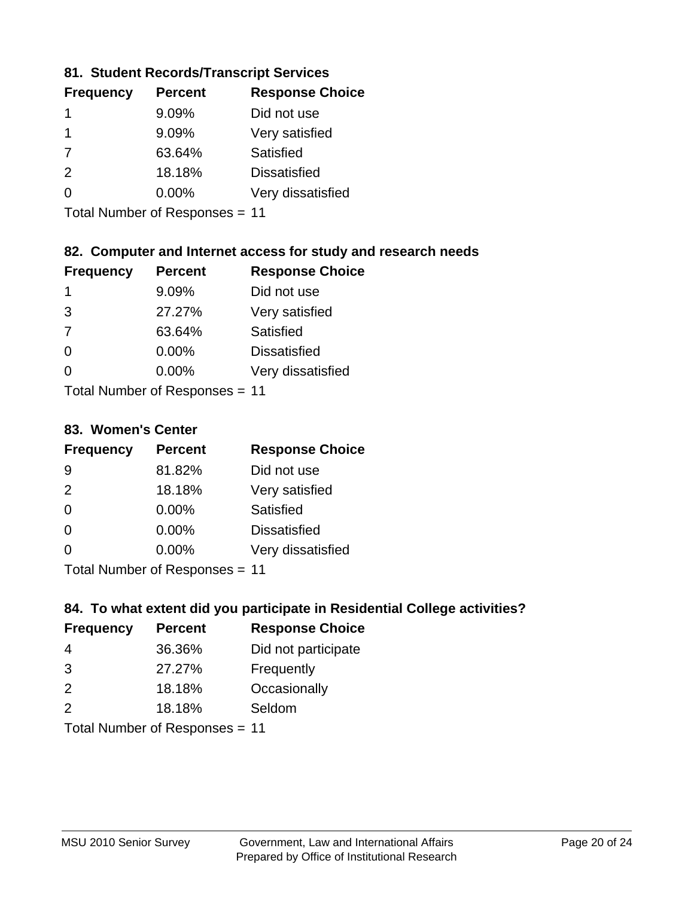### 81. Student Records/Transcript Services

| Frequency | Percent | Response Choice |
|---|---|---|
| 1 | 9.09% | Did not use |
| 1 | 9.09% | Very satisfied |
| 7 | 63.64% | Satisfied |
| 2 | 18.18% | Dissatisfied |
| 0 | 0.00% | Very dissatisfied |

Total Number of Responses = 11

### 82. Computer and Internet access for study and research needs

| Frequency | Percent | Response Choice |
|---|---|---|
| 1 | 9.09% | Did not use |
| 3 | 27.27% | Very satisfied |
| 7 | 63.64% | Satisfied |
| 0 | 0.00% | Dissatisfied |
| 0 | 0.00% | Very dissatisfied |

Total Number of Responses = 11

### 83. Women's Center

| Frequency | Percent | Response Choice |
|---|---|---|
| 9 | 81.82% | Did not use |
| 2 | 18.18% | Very satisfied |
| 0 | 0.00% | Satisfied |
| 0 | 0.00% | Dissatisfied |
| 0 | 0.00% | Very dissatisfied |

Total Number of Responses = 11

### 84. To what extent did you participate in Residential College activities?

| Frequency | Percent | Response Choice |
|---|---|---|
| 4 | 36.36% | Did not participate |
| 3 | 27.27% | Frequently |
| 2 | 18.18% | Occasionally |
| 2 | 18.18% | Seldom |

Total Number of Responses = 11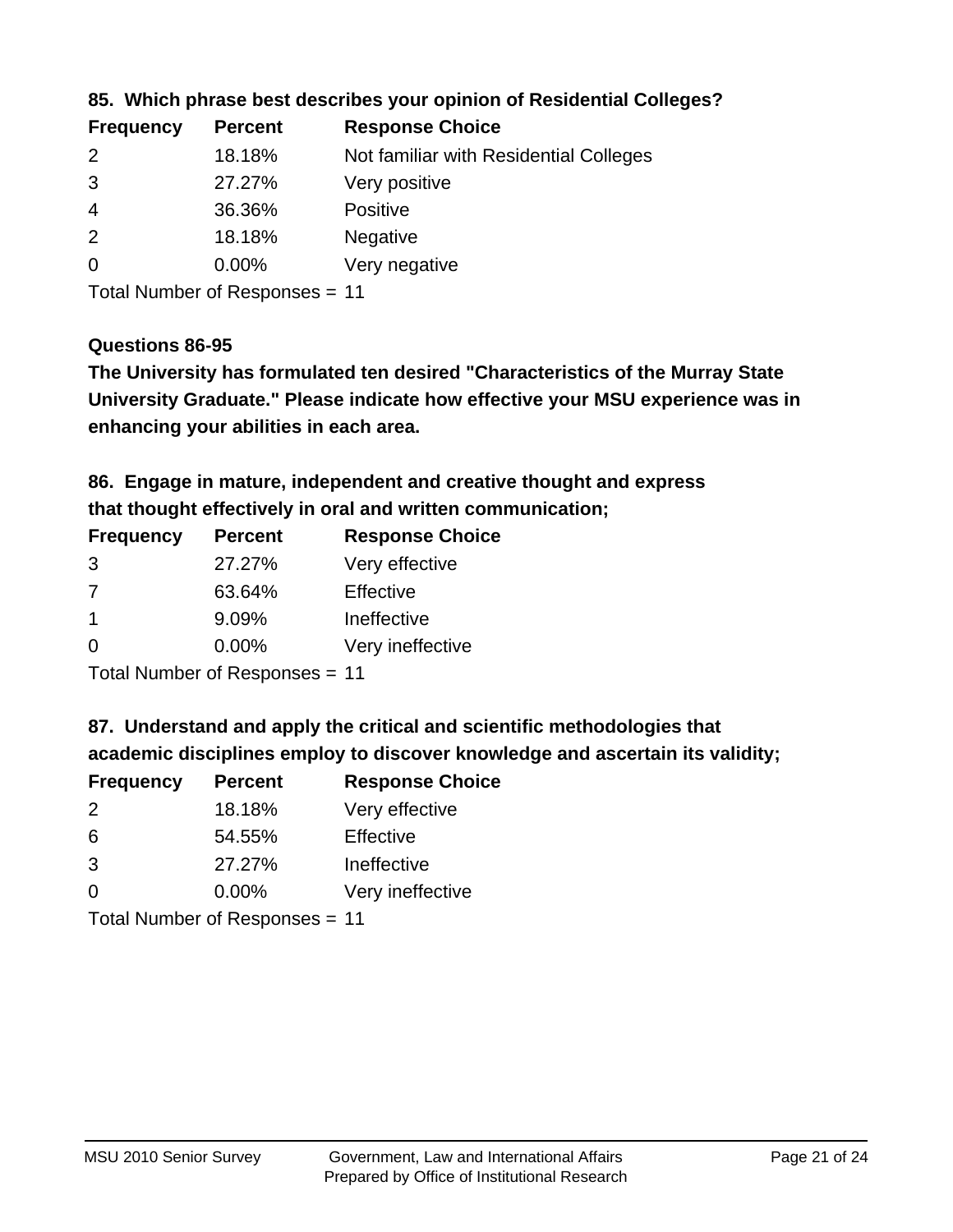### 85. Which phrase best describes your opinion of Residential Colleges?

| Frequency | Percent | Response Choice |
|---|---|---|
| 2 | 18.18% | Not familiar with Residential Colleges |
| 3 | 27.27% | Very positive |
| 4 | 36.36% | Positive |
| 2 | 18.18% | Negative |
| 0 | 0.00% | Very negative |

Total Number of Responses = 11

### Questions 86-95

**The University has formulated ten desired "Characteristics of the Murray State University Graduate." Please indicate how effective your MSU experience was in enhancing your abilities in each area.**

### 86. Engage in mature, independent and creative thought and express that thought effectively in oral and written communication;

| Frequency | Percent | Response Choice |
|---|---|---|
| 3 | 27.27% | Very effective |
| 7 | 63.64% | Effective |
| 1 | 9.09% | Ineffective |
| 0 | 0.00% | Very ineffective |

Total Number of Responses = 11

### 87. Understand and apply the critical and scientific methodologies that academic disciplines employ to discover knowledge and ascertain its validity;

| Frequency | Percent | Response Choice |
|---|---|---|
| 2 | 18.18% | Very effective |
| 6 | 54.55% | Effective |
| 3 | 27.27% | Ineffective |
| 0 | 0.00% | Very ineffective |

Total Number of Responses = 11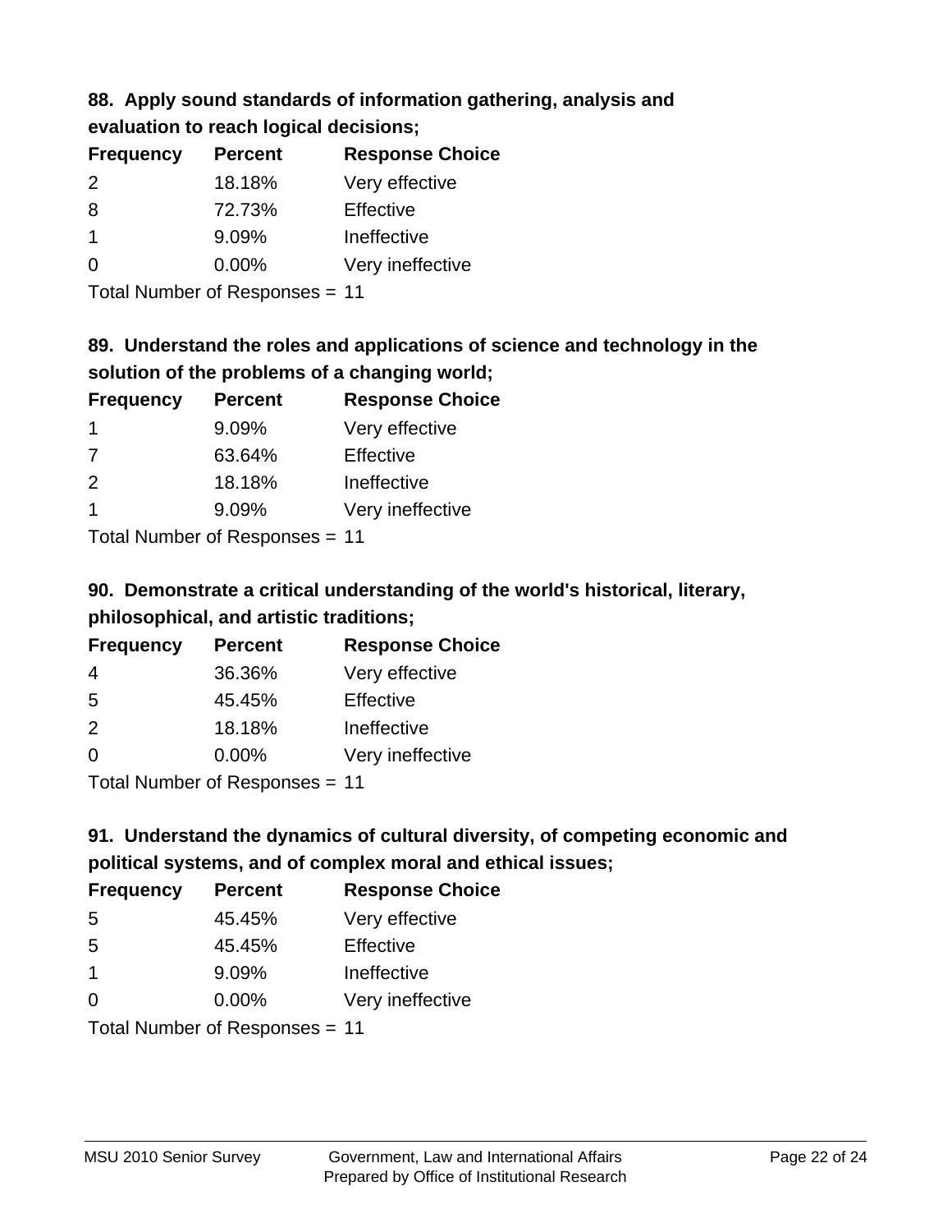### 88. Apply sound standards of information gathering, analysis and evaluation to reach logical decisions;

| Frequency | Percent | Response Choice |
|---|---|---|
| 2 | 18.18% | Very effective |
| 8 | 72.73% | Effective |
| 1 | 9.09% | Ineffective |
| 0 | 0.00% | Very ineffective |

Total Number of Responses = 11

### 89. Understand the roles and applications of science and technology in the solution of the problems of a changing world;

| Frequency | Percent | Response Choice |
|---|---|---|
| 1 | 9.09% | Very effective |
| 7 | 63.64% | Effective |
| 2 | 18.18% | Ineffective |
| 1 | 9.09% | Very ineffective |

Total Number of Responses = 11

### 90. Demonstrate a critical understanding of the world's historical, literary, philosophical, and artistic traditions;

| Frequency | Percent | Response Choice |
|---|---|---|
| 4 | 36.36% | Very effective |
| 5 | 45.45% | Effective |
| 2 | 18.18% | Ineffective |
| 0 | 0.00% | Very ineffective |

Total Number of Responses = 11

### 91. Understand the dynamics of cultural diversity, of competing economic and political systems, and of complex moral and ethical issues;

| Frequency | Percent | Response Choice |
|---|---|---|
| 5 | 45.45% | Very effective |
| 5 | 45.45% | Effective |
| 1 | 9.09% | Ineffective |
| 0 | 0.00% | Very ineffective |

Total Number of Responses = 11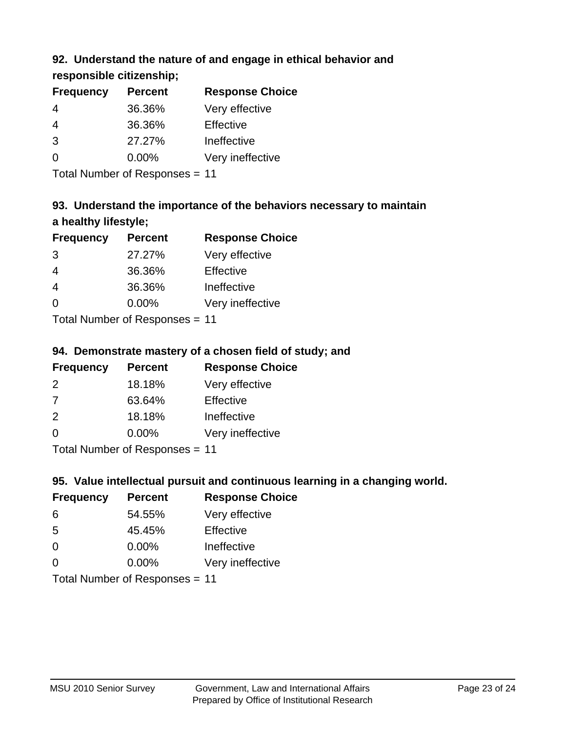### 92. Understand the nature of and engage in ethical behavior and responsible citizenship;

| Frequency | Percent | Response Choice |
|---|---|---|
| 4 | 36.36% | Very effective |
| 4 | 36.36% | Effective |
| 3 | 27.27% | Ineffective |
| 0 | 0.00% | Very ineffective |

Total Number of Responses = 11

### 93. Understand the importance of the behaviors necessary to maintain a healthy lifestyle;

| Frequency | Percent | Response Choice |
|---|---|---|
| 3 | 27.27% | Very effective |
| 4 | 36.36% | Effective |
| 4 | 36.36% | Ineffective |
| 0 | 0.00% | Very ineffective |

Total Number of Responses = 11

### 94. Demonstrate mastery of a chosen field of study; and

| Frequency | Percent | Response Choice |
|---|---|---|
| 2 | 18.18% | Very effective |
| 7 | 63.64% | Effective |
| 2 | 18.18% | Ineffective |
| 0 | 0.00% | Very ineffective |

Total Number of Responses = 11

### 95. Value intellectual pursuit and continuous learning in a changing world.

| Frequency | Percent | Response Choice |
|---|---|---|
| 6 | 54.55% | Very effective |
| 5 | 45.45% | Effective |
| 0 | 0.00% | Ineffective |
| 0 | 0.00% | Very ineffective |

Total Number of Responses = 11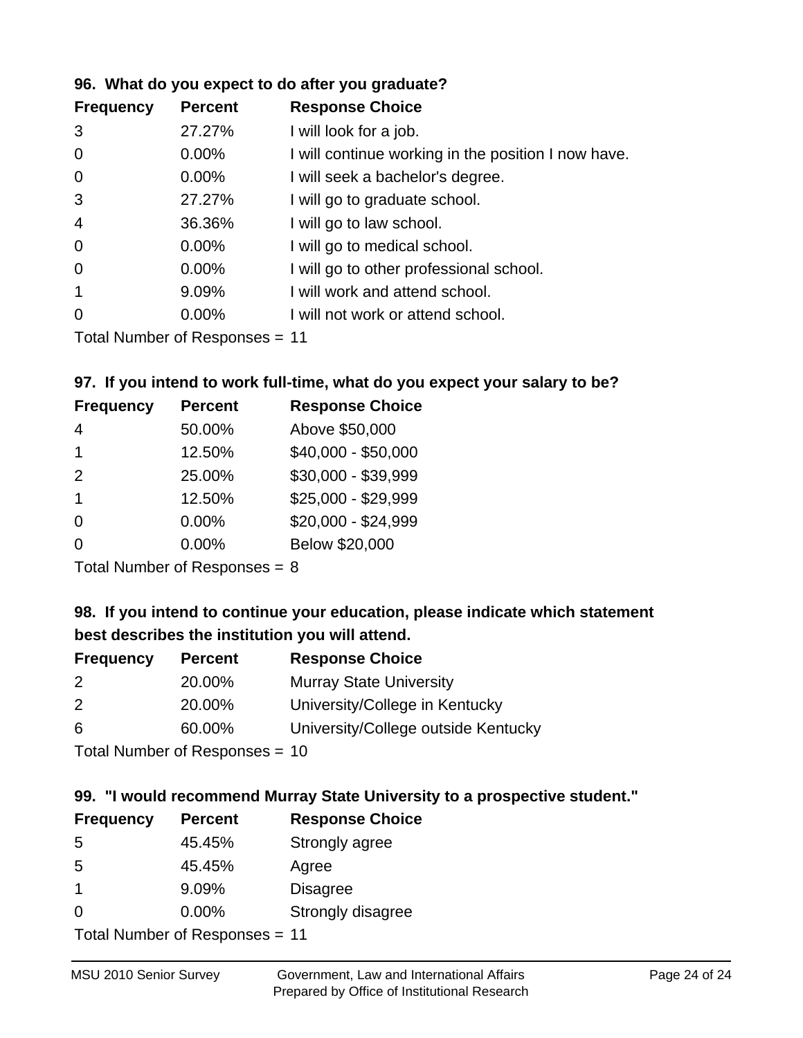**96. What do you expect to do after you graduate?**

| Frequency | Percent | Response Choice |
|---|---|---|
| 3 | 27.27% | I will look for a job. |
| 0 | 0.00% | I will continue working in the position I now have. |
| 0 | 0.00% | I will seek a bachelor's degree. |
| 3 | 27.27% | I will go to graduate school. |
| 4 | 36.36% | I will go to law school. |
| 0 | 0.00% | I will go to medical school. |
| 0 | 0.00% | I will go to other professional school. |
| 1 | 9.09% | I will work and attend school. |
| 0 | 0.00% | I will not work or attend school. |

Total Number of Responses = 11

**97. If you intend to work full-time, what do you expect your salary to be?**

| Frequency | Percent | Response Choice |
|---|---|---|
| 4 | 50.00% | Above $50,000 |
| 1 | 12.50% | $40,000 - $50,000 |
| 2 | 25.00% | $30,000 - $39,999 |
| 1 | 12.50% | $25,000 - $29,999 |
| 0 | 0.00% | $20,000 - $24,999 |
| 0 | 0.00% | Below $20,000 |

Total Number of Responses = 8

**98. If you intend to continue your education, please indicate which statement best describes the institution you will attend.**

| Frequency | Percent | Response Choice |
|---|---|---|
| 2 | 20.00% | Murray State University |
| 2 | 20.00% | University/College in Kentucky |
| 6 | 60.00% | University/College outside Kentucky |

Total Number of Responses = 10

**99. "I would recommend Murray State University to a prospective student."**

| Frequency | Percent | Response Choice |
|---|---|---|
| 5 | 45.45% | Strongly agree |
| 5 | 45.45% | Agree |
| 1 | 9.09% | Disagree |
| 0 | 0.00% | Strongly disagree |

Total Number of Responses = 11